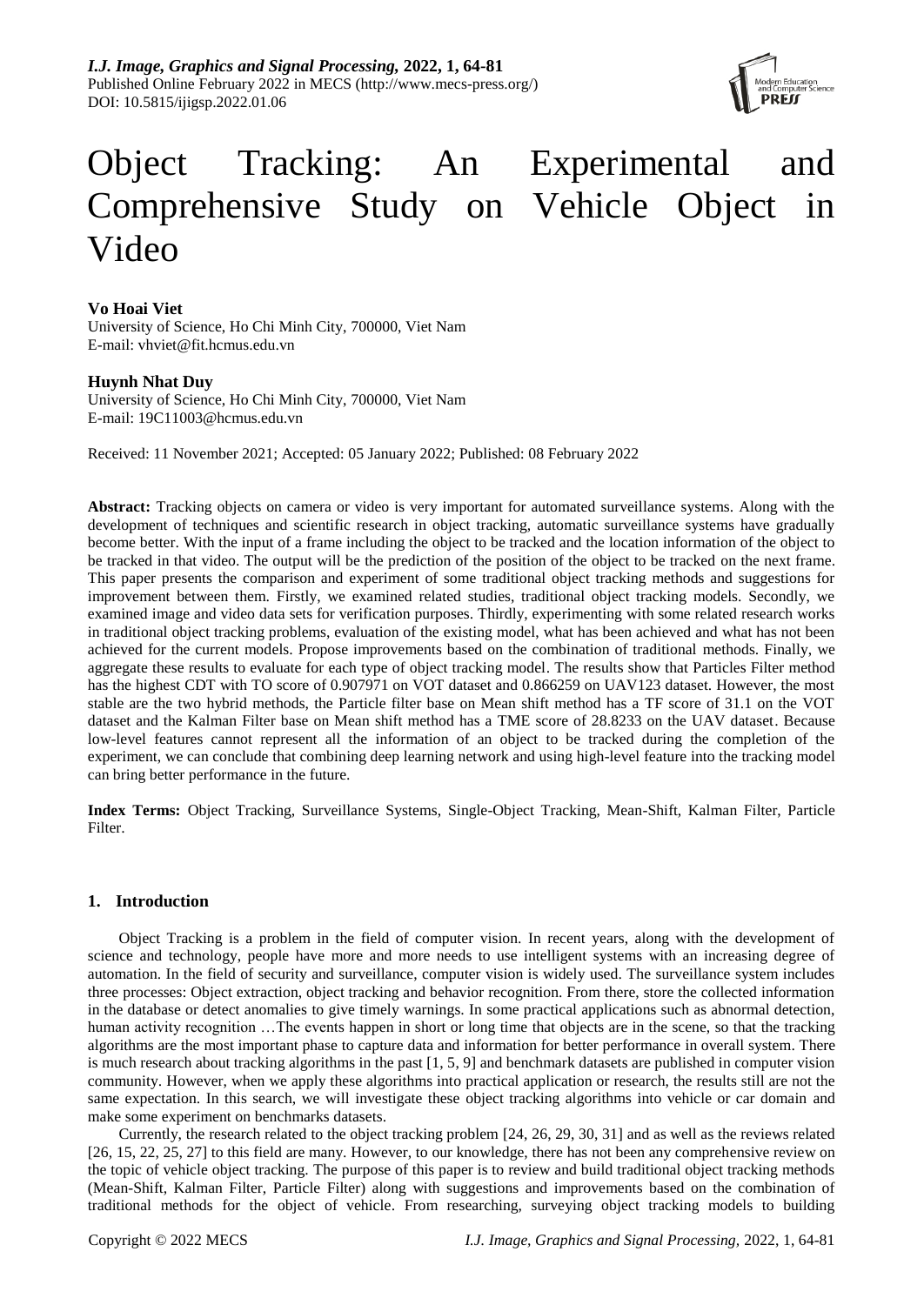# Object Tracking: An Experimental and Comprehensive Study on Vehicle Object in Video

**Vo Hoai Viet**
University of Science, Ho Chi Minh City, 700000, Viet Nam
E-mail: vhviet@fit.hcmus.edu.vn

**Huynh Nhat Duy**
University of Science, Ho Chi Minh City, 700000, Viet Nam
E-mail: 19C11003@hcmus.edu.vn

Received: 11 November 2021; Accepted: 05 January 2022; Published: 08 February 2022

**Abstract:** Tracking objects on camera or video is very important for automated surveillance systems. Along with the development of techniques and scientific research in object tracking, automatic surveillance systems have gradually become better. With the input of a frame including the object to be tracked and the location information of the object to be tracked in that video. The output will be the prediction of the position of the object to be tracked on the next frame. This paper presents the comparison and experiment of some traditional object tracking methods and suggestions for improvement between them. Firstly, we examined related studies, traditional object tracking models. Secondly, we examined image and video data sets for verification purposes. Thirdly, experimenting with some related research works in traditional object tracking problems, evaluation of the existing model, what has been achieved and what has not been achieved for the current models. Propose improvements based on the combination of traditional methods. Finally, we aggregate these results to evaluate for each type of object tracking model. The results show that Particles Filter method has the highest CDT with TO score of 0.907971 on VOT dataset and 0.866259 on UAV123 dataset. However, the most stable are the two hybrid methods, the Particle filter base on Mean shift method has a TF score of 31.1 on the VOT dataset and the Kalman Filter base on Mean shift method has a TME score of 28.8233 on the UAV dataset. Because low-level features cannot represent all the information of an object to be tracked during the completion of the experiment, we can conclude that combining deep learning network and using high-level feature into the tracking model can bring better performance in the future.

**Index Terms:** Object Tracking, Surveillance Systems, Single-Object Tracking, Mean-Shift, Kalman Filter, Particle Filter.

## 1. Introduction

Object Tracking is a problem in the field of computer vision. In recent years, along with the development of science and technology, people have more and more needs to use intelligent systems with an increasing degree of automation. In the field of security and surveillance, computer vision is widely used. The surveillance system includes three processes: Object extraction, object tracking and behavior recognition. From there, store the collected information in the database or detect anomalies to give timely warnings. In some practical applications such as abnormal detection, human activity recognition …The events happen in short or long time that objects are in the scene, so that the tracking algorithms are the most important phase to capture data and information for better performance in overall system. There is much research about tracking algorithms in the past [1, 5, 9] and benchmark datasets are published in computer vision community. However, when we apply these algorithms into practical application or research, the results still are not the same expectation. In this search, we will investigate these object tracking algorithms into vehicle or car domain and make some experiment on benchmarks datasets.

Currently, the research related to the object tracking problem [24, 26, 29, 30, 31] and as well as the reviews related [26, 15, 22, 25, 27] to this field are many. However, to our knowledge, there has not been any comprehensive review on the topic of vehicle object tracking. The purpose of this paper is to review and build traditional object tracking methods (Mean-Shift, Kalman Filter, Particle Filter) along with suggestions and improvements based on the combination of traditional methods for the object of vehicle. From researching, surveying object tracking models to building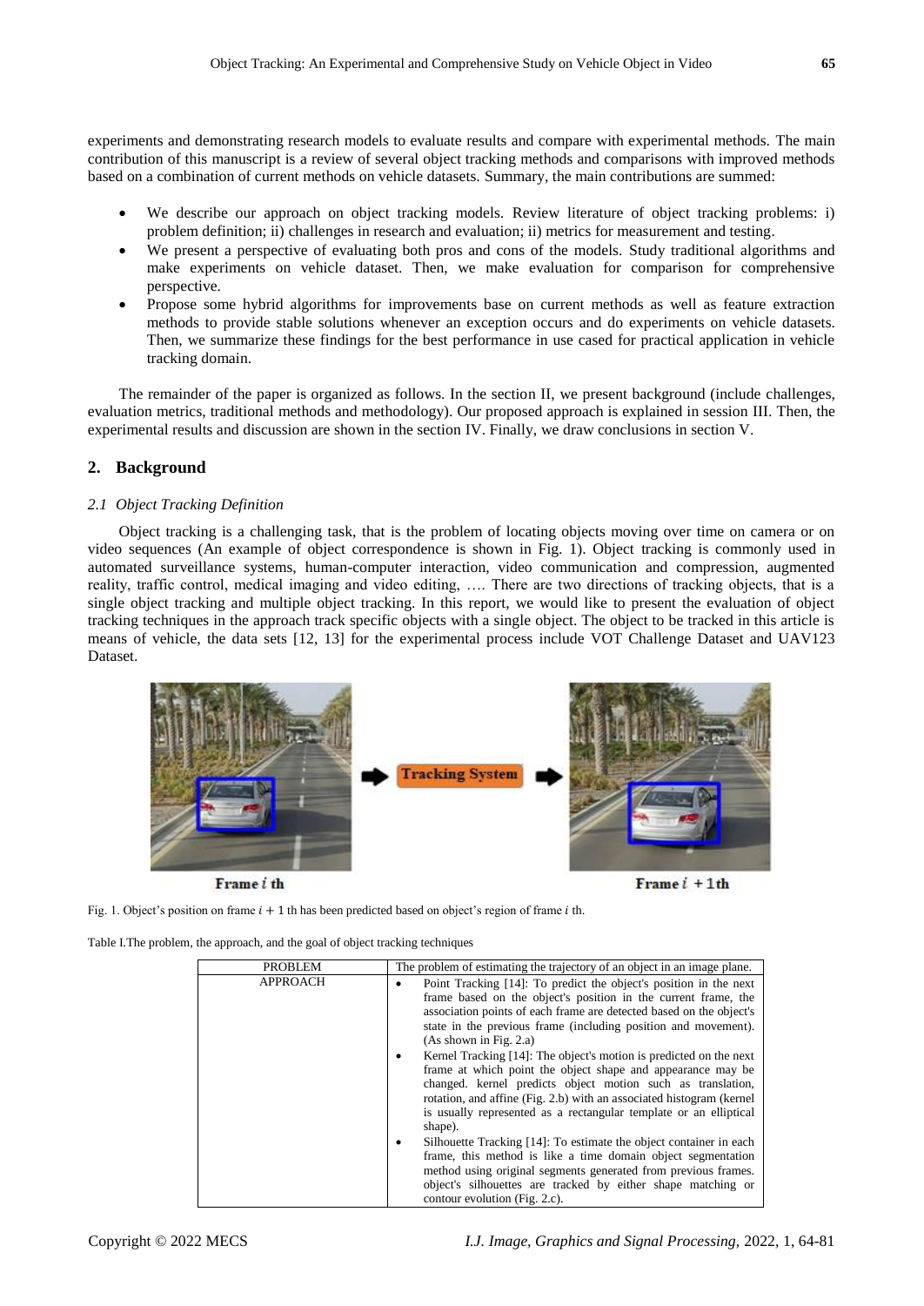experiments and demonstrating research models to evaluate results and compare with experimental methods. The main contribution of this manuscript is a review of several object tracking methods and comparisons with improved methods based on a combination of current methods on vehicle datasets. Summary, the main contributions are summed:

- We describe our approach on object tracking models. Review literature of object tracking problems: i) problem definition; ii) challenges in research and evaluation; ii) metrics for measurement and testing.
- We present a perspective of evaluating both pros and cons of the models. Study traditional algorithms and make experiments on vehicle dataset. Then, we make evaluation for comparison for comprehensive perspective.
- Propose some hybrid algorithms for improvements base on current methods as well as feature extraction methods to provide stable solutions whenever an exception occurs and do experiments on vehicle datasets. Then, we summarize these findings for the best performance in use cased for practical application in vehicle tracking domain.

The remainder of the paper is organized as follows. In the section II, we present background (include challenges, evaluation metrics, traditional methods and methodology). Our proposed approach is explained in session III. Then, the experimental results and discussion are shown in the section IV. Finally, we draw conclusions in section V.

## 2. Background

### *2.1 Object Tracking Definition*

Object tracking is a challenging task, that is the problem of locating objects moving over time on camera or on video sequences (An example of object correspondence is shown in Fig. 1). Object tracking is commonly used in automated surveillance systems, human-computer interaction, video communication and compression, augmented reality, traffic control, medical imaging and video editing, …. There are two directions of tracking objects, that is a single object tracking and multiple object tracking. In this report, we would like to present the evaluation of object tracking techniques in the approach track specific objects with a single object. The object to be tracked in this article is means of vehicle, the data sets [12, 13] for the experimental process include VOT Challenge Dataset and UAV123 Dataset.

Frame $i$ th → Tracking System → Frame $i+1$th

Fig. 1. Object's position on frame $i+1$ th has been predicted based on object's region of frame $i$ th.

Table I.The problem, the approach, and the goal of object tracking techniques

| PROBLEM | The problem of estimating the trajectory of an object in an image plane. |
|---|---|
| APPROACH | • Point Tracking [14]: To predict the object's position in the next frame based on the object's position in the current frame, the association points of each frame are detected based on the object's state in the previous frame (including position and movement). (As shown in Fig. 2.a)<br>• Kernel Tracking [14]: The object's motion is predicted on the next frame at which point the object shape and appearance may be changed. kernel predicts object motion such as translation, rotation, and affine (Fig. 2.b) with an associated histogram (kernel is usually represented as a rectangular template or an elliptical shape).<br>• Silhouette Tracking [14]: To estimate the object container in each frame, this method is like a time domain object segmentation method using original segments generated from previous frames. object's silhouettes are tracked by either shape matching or contour evolution (Fig. 2.c). |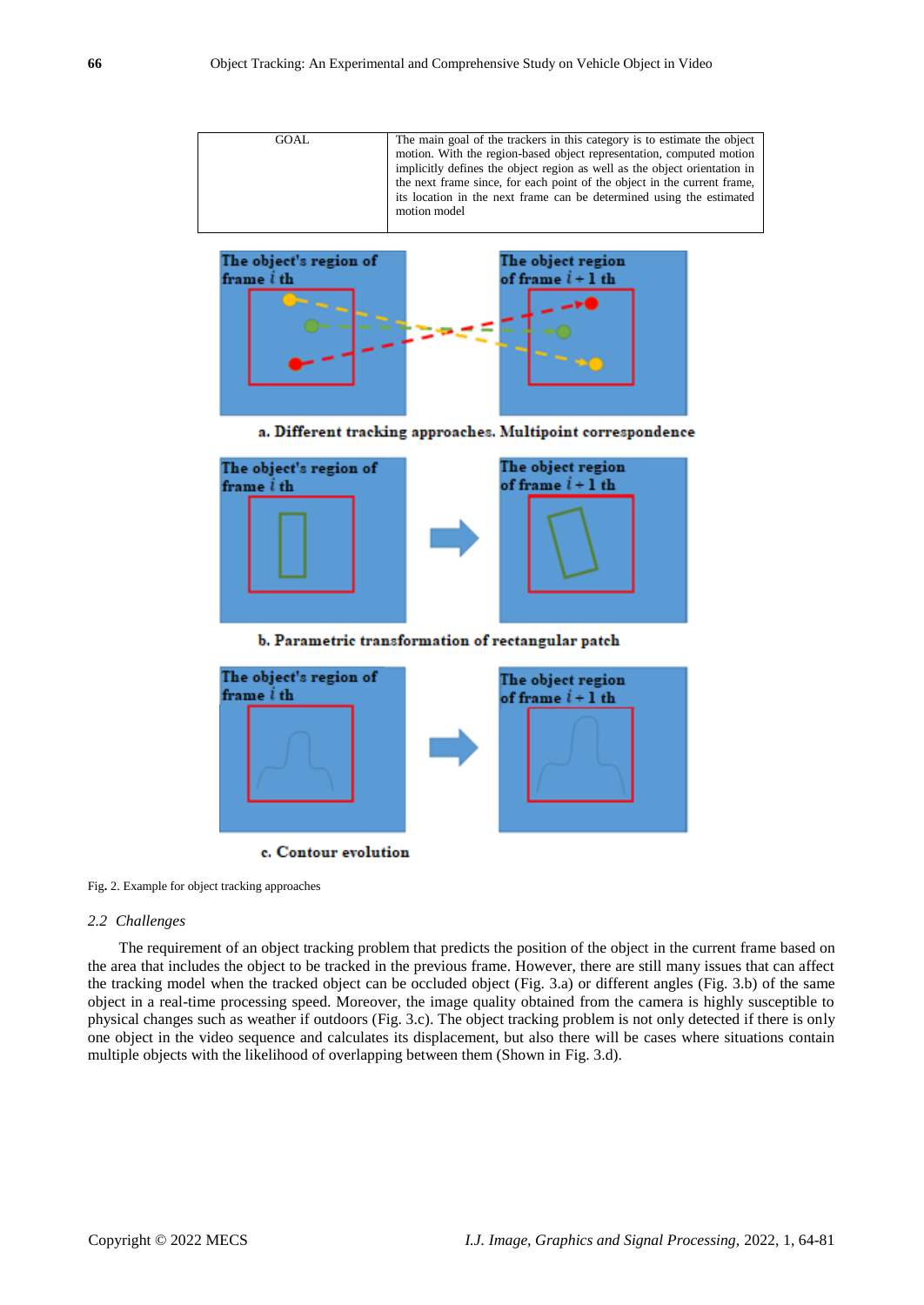| GOAL | The main goal of the trackers in this category is to estimate the object motion. With the region-based object representation, computed motion implicitly defines the object region as well as the object orientation in the next frame since, for each point of the object in the current frame, its location in the next frame can be determined using the estimated motion model |
|---|---|

Fig. 2. Example for object tracking approaches

### 2.2 Challenges

The requirement of an object tracking problem that predicts the position of the object in the current frame based on the area that includes the object to be tracked in the previous frame. However, there are still many issues that can affect the tracking model when the tracked object can be occluded object (Fig. 3.a) or different angles (Fig. 3.b) of the same object in a real-time processing speed. Moreover, the image quality obtained from the camera is highly susceptible to physical changes such as weather if outdoors (Fig. 3.c). The object tracking problem is not only detected if there is only one object in the video sequence and calculates its displacement, but also there will be cases where situations contain multiple objects with the likelihood of overlapping between them (Shown in Fig. 3.d).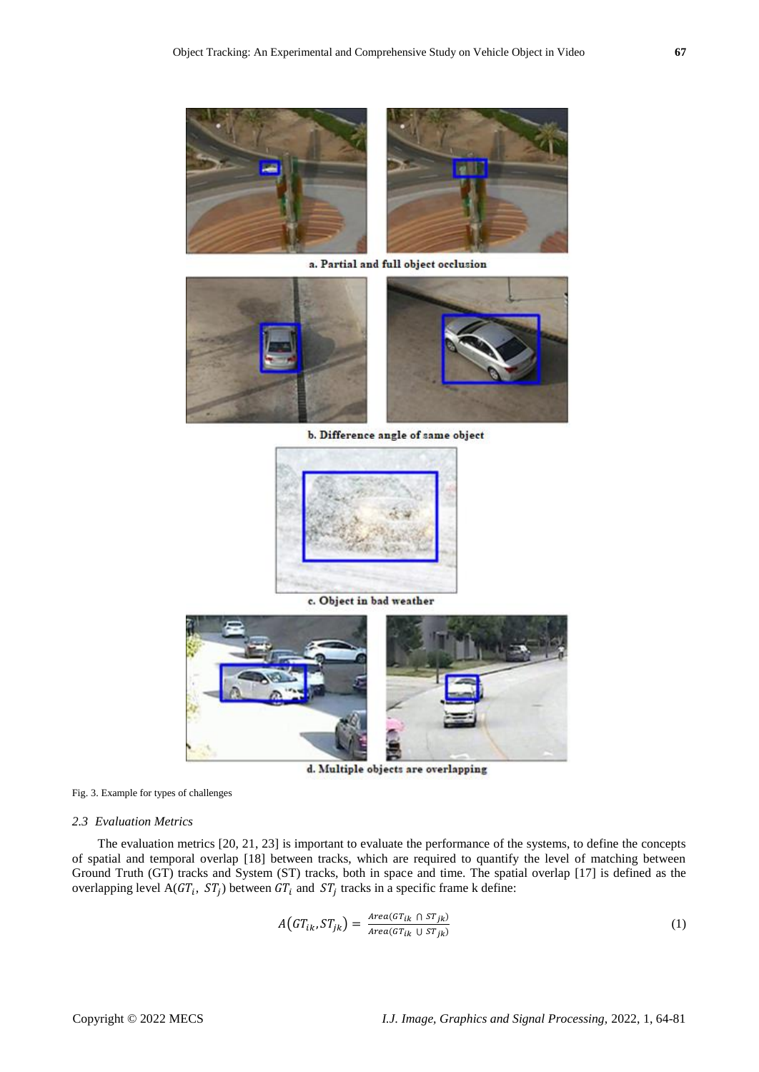a. Partial and full object occlusion

b. Difference angle of same object

c. Object in bad weather

d. Multiple objects are overlapping

Fig. 3. Example for types of challenges

### *2.3 Evaluation Metrics*

The evaluation metrics [20, 21, 23] is important to evaluate the performance of the systems, to define the concepts of spatial and temporal overlap [18] between tracks, which are required to quantify the level of matching between Ground Truth (GT) tracks and System (ST) tracks, both in space and time. The spatial overlap [17] is defined as the overlapping level $A(GT_i, ST_j)$ between $GT_i$ and $ST_j$ tracks in a specific frame k define:

$$A(GT_{ik}, ST_{jk}) = \frac{Area(GT_{ik} \cap ST_{jk})}{Area(GT_{ik} \cup ST_{jk})} \tag{1}$$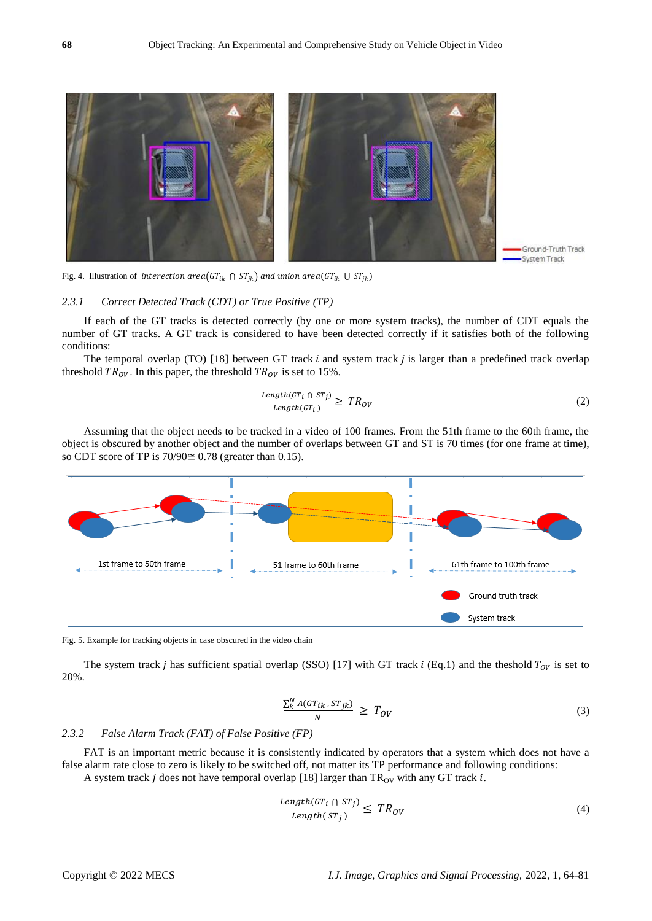Fig. 4. Illustration of $intersection\ area(GT_{ik} \cap ST_{jk})$ and $union\ area(GT_{ik} \cup ST_{jk})$

### 2.3.1 *Correct Detected Track (CDT) or True Positive (TP)*

If each of the GT tracks is detected correctly (by one or more system tracks), the number of CDT equals the number of GT tracks. A GT track is considered to have been detected correctly if it satisfies both of the following conditions:

The temporal overlap (TO) [18] between GT track *i* and system track *j* is larger than a predefined track overlap threshold $TR_{OV}$. In this paper, the threshold $TR_{OV}$ is set to 15%.

$$\frac{Length(GT_i \cap ST_j)}{Length(GT_i)} \geq TR_{OV} \tag{2}$$

Assuming that the object needs to be tracked in a video of 100 frames. From the 51th frame to the 60th frame, the object is obscured by another object and the number of overlaps between GT and ST is 70 times (for one frame at time), so CDT score of TP is 70/90≅ 0.78 (greater than 0.15).

Fig. 5. Example for tracking objects in case obscured in the video chain

The system track *j* has sufficient spatial overlap (SSO) [17] with GT track *i* (Eq.1) and the theshold $T_{OV}$ is set to 20%.

$$\frac{\sum_k^N A(GT_{ik}, ST_{jk})}{N} \geq T_{OV} \tag{3}$$

### 2.3.2 *False Alarm Track (FAT) of False Positive (FP)*

FAT is an important metric because it is consistently indicated by operators that a system which does not have a false alarm rate close to zero is likely to be switched off, not matter its TP performance and following conditions:

A system track *j* does not have temporal overlap [18] larger than $TR_{OV}$ with any GT track *i*.

$$\frac{Length(GT_i \cap ST_j)}{Length(ST_j)} \leq TR_{OV} \tag{4}$$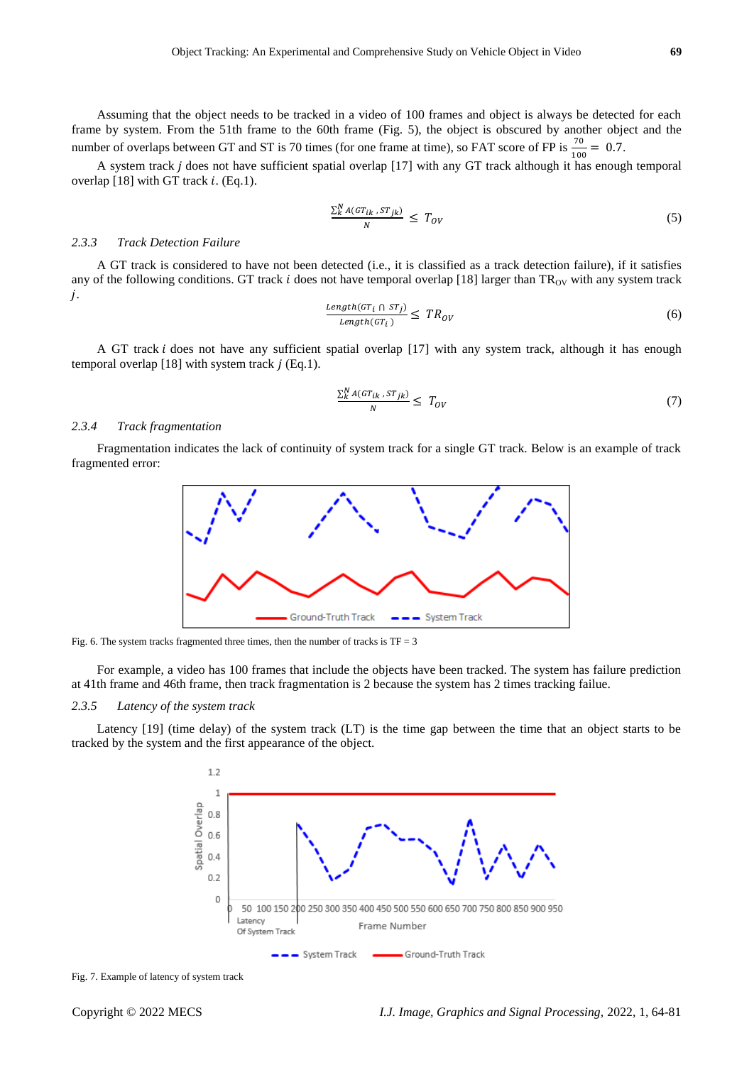Assuming that the object needs to be tracked in a video of 100 frames and object is always be detected for each frame by system. From the 51th frame to the 60th frame (Fig. 5), the object is obscured by another object and the number of overlaps between GT and ST is 70 times (for one frame at time), so FAT score of FP is $\frac{70}{100} = 0.7$.

A system track $j$ does not have sufficient spatial overlap [17] with any GT track although it has enough temporal overlap [18] with GT track $i$. (Eq.1).

$$\frac{\sum_k^N A(GT_{ik}, ST_{jk})}{N} \leq T_{OV} \tag{5}$$

### 2.3.3 Track Detection Failure

A GT track is considered to have not been detected (i.e., it is classified as a track detection failure), if it satisfies any of the following conditions. GT track $i$ does not have temporal overlap [18] larger than $TR_{OV}$ with any system track $j$.

$$\frac{Length(GT_i \cap ST_j)}{Length(GT_i)} \leq TR_{OV} \tag{6}$$

A GT track $i$ does not have any sufficient spatial overlap [17] with any system track, although it has enough temporal overlap [18] with system track $j$ (Eq.1).

$$\frac{\sum_k^N A(GT_{ik}, ST_{jk})}{N} \leq T_{OV} \tag{7}$$

### 2.3.4 Track fragmentation

Fragmentation indicates the lack of continuity of system track for a single GT track. Below is an example of track fragmented error:

Fig. 6. The system tracks fragmented three times, then the number of tracks is TF = 3

For example, a video has 100 frames that include the objects have been tracked. The system has failure prediction at 41th frame and 46th frame, then track fragmentation is 2 because the system has 2 times tracking failue.

### 2.3.5 Latency of the system track

Latency [19] (time delay) of the system track (LT) is the time gap between the time that an object starts to be tracked by the system and the first appearance of the object.

Fig. 7. Example of latency of system track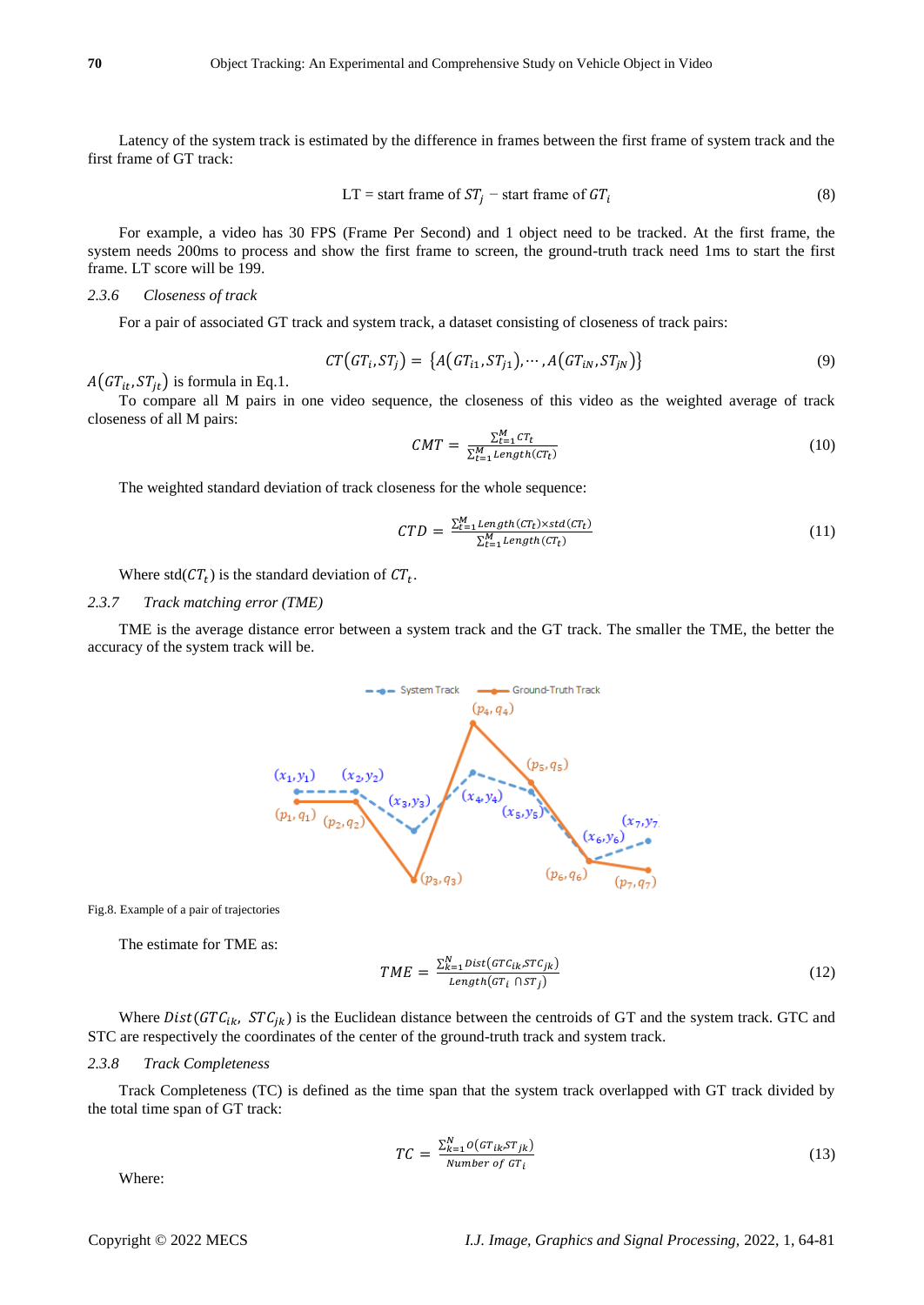Latency of the system track is estimated by the difference in frames between the first frame of system track and the first frame of GT track:

$$\text{LT} = \text{start frame of } ST_j - \text{start frame of } GT_i \tag{8}$$

For example, a video has 30 FPS (Frame Per Second) and 1 object need to be tracked. At the first frame, the system needs 200ms to process and show the first frame to screen, the ground-truth track need 1ms to start the first frame. LT score will be 199.

### 2.3.6 *Closeness of track*

For a pair of associated GT track and system track, a dataset consisting of closeness of track pairs:

$$CT(GT_i, ST_j) = \{A(GT_{i1}, ST_{j1}), \cdots, A(GT_{iN}, ST_{jN})\} \tag{9}$$

$A(GT_{it}, ST_{jt})$ is formula in Eq.1.

To compare all M pairs in one video sequence, the closeness of this video as the weighted average of track closeness of all M pairs:

$$CMT = \frac{\sum_{t=1}^{M} CT_t}{\sum_{t=1}^{M} Length(CT_t)} \tag{10}$$

The weighted standard deviation of track closeness for the whole sequence:

$$CTD = \frac{\sum_{t=1}^{M} Length(CT_t) \times std(CT_t)}{\sum_{t=1}^{M} Length(CT_t)} \tag{11}$$

Where std($CT_t$) is the standard deviation of $CT_t$.

### 2.3.7 *Track matching error (TME)*

TME is the average distance error between a system track and the GT track. The smaller the TME, the better the accuracy of the system track will be.

Fig.8. Example of a pair of trajectories

The estimate for TME as:

$$TME = \frac{\sum_{k=1}^{N} Dist(GTC_{ik}, STC_{jk})}{Length(GT_i \cap ST_j)} \tag{12}$$

Where $Dist(GTC_{ik}, STC_{jk})$ is the Euclidean distance between the centroids of GT and the system track. GTC and STC are respectively the coordinates of the center of the ground-truth track and system track.

### 2.3.8 *Track Completeness*

Track Completeness (TC) is defined as the time span that the system track overlapped with GT track divided by the total time span of GT track:

$$TC = \frac{\sum_{k=1}^{N} O(GT_{ik}, ST_{jk})}{Number\ of\ GT_i} \tag{13}$$

Where: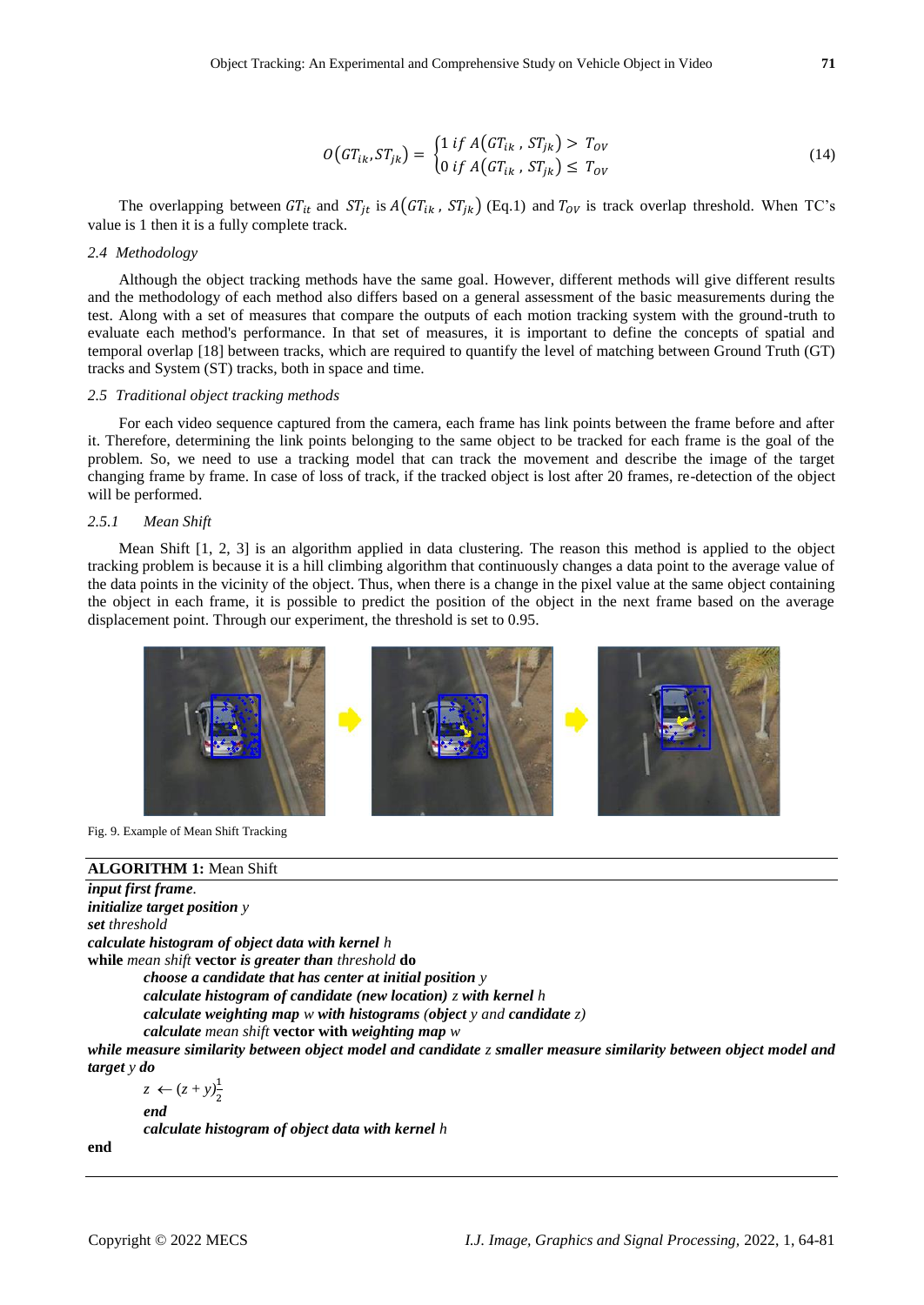$$O(GT_{ik}, ST_{jk}) = \begin{cases} 1 \; if \; A(GT_{ik}\,,\, ST_{jk}) > T_{OV} \\ 0 \; if \; A(GT_{ik}\,,\, ST_{jk}) \leq T_{OV} \end{cases} \tag{14}$$

The overlapping between $GT_{it}$ and $ST_{jt}$ is $A(GT_{ik}\,,\, ST_{jk})$ (Eq.1) and $T_{OV}$ is track overlap threshold. When TC's value is 1 then it is a fully complete track.

### 2.4 Methodology

Although the object tracking methods have the same goal. However, different methods will give different results and the methodology of each method also differs based on a general assessment of the basic measurements during the test. Along with a set of measures that compare the outputs of each motion tracking system with the ground-truth to evaluate each method's performance. In that set of measures, it is important to define the concepts of spatial and temporal overlap [18] between tracks, which are required to quantify the level of matching between Ground Truth (GT) tracks and System (ST) tracks, both in space and time.

### 2.5 Traditional object tracking methods

For each video sequence captured from the camera, each frame has link points between the frame before and after it. Therefore, determining the link points belonging to the same object to be tracked for each frame is the goal of the problem. So, we need to use a tracking model that can track the movement and describe the image of the target changing frame by frame. In case of loss of track, if the tracked object is lost after 20 frames, re-detection of the object will be performed.

#### 2.5.1 Mean Shift

Mean Shift [1, 2, 3] is an algorithm applied in data clustering. The reason this method is applied to the object tracking problem is because it is a hill climbing algorithm that continuously changes a data point to the average value of the data points in the vicinity of the object. Thus, when there is a change in the pixel value at the same object containing the object in each frame, it is possible to predict the position of the object in the next frame based on the average displacement point. Through our experiment, the threshold is set to 0.95.

Fig. 9. Example of Mean Shift Tracking

**ALGORITHM 1:** Mean Shift

***input first frame***.
***initialize target position*** *y*
***set*** *threshold*
***calculate histogram of object data with kernel*** *h*
**while** *mean shift* **vector *is greater than*** *threshold* **do**
&nbsp;&nbsp;&nbsp;&nbsp;***choose a candidate that has center at initial position*** *y*
&nbsp;&nbsp;&nbsp;&nbsp;***calculate histogram of candidate (new location)*** *z* ***with kernel*** *h*
&nbsp;&nbsp;&nbsp;&nbsp;***calculate weighting map*** *w* ***with histograms (object*** *y* and ***candidate*** *z)*
&nbsp;&nbsp;&nbsp;&nbsp;***calculate*** *mean shift* **vector with *weighting map*** *w*
***while measure similarity between object model and candidate*** *z* ***smaller measure similarity between object model and target*** *y* ***do***
&nbsp;&nbsp;&nbsp;&nbsp;$z \leftarrow (z + y)\frac{1}{2}$
&nbsp;&nbsp;&nbsp;&nbsp;***end***
&nbsp;&nbsp;&nbsp;&nbsp;***calculate histogram of object data with kernel*** *h*
**end**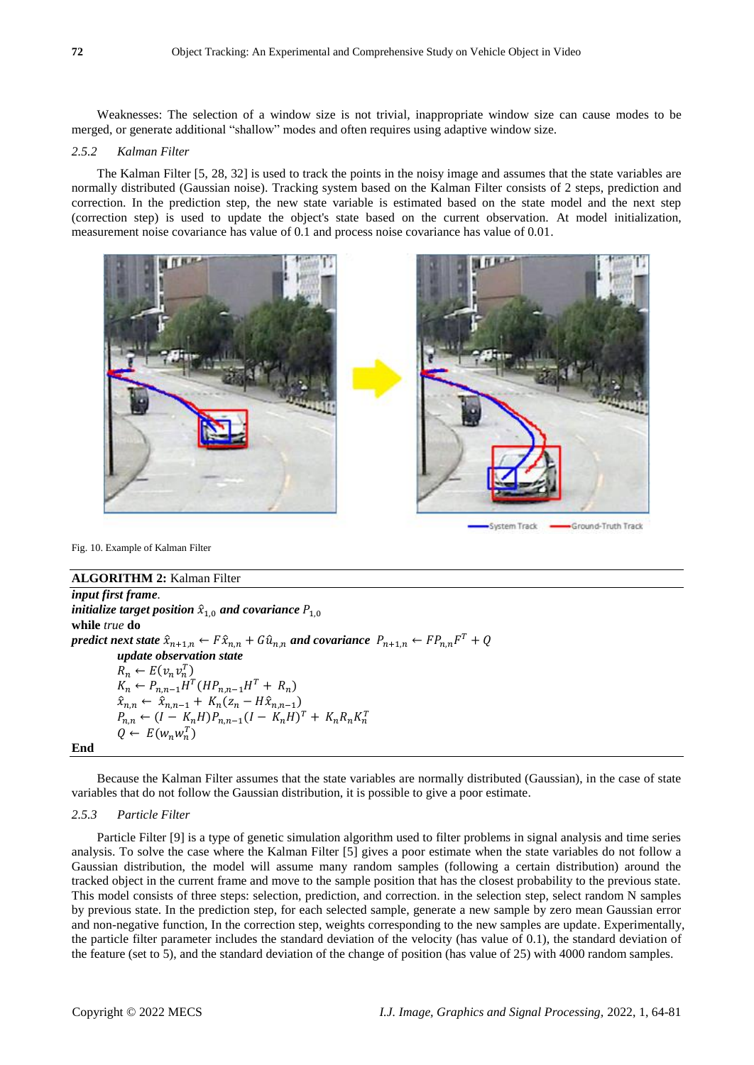Weaknesses: The selection of a window size is not trivial, inappropriate window size can cause modes to be merged, or generate additional "shallow" modes and often requires using adaptive window size.

### 2.5.2 Kalman Filter

The Kalman Filter [5, 28, 32] is used to track the points in the noisy image and assumes that the state variables are normally distributed (Gaussian noise). Tracking system based on the Kalman Filter consists of 2 steps, prediction and correction. In the prediction step, the new state variable is estimated based on the state model and the next step (correction step) is used to update the object's state based on the current observation. At model initialization, measurement noise covariance has value of 0.1 and process noise covariance has value of 0.01.

Fig. 10. Example of Kalman Filter

**ALGORITHM 2:** Kalman Filter

***input first frame.***
***initialize target position*** $\hat{x}_{1,0}$ ***and covariance*** $P_{1,0}$
**while** *true* **do**
***predict next state*** $\hat{x}_{n+1,n} \leftarrow F\hat{x}_{n,n} + G\hat{u}_{n,n}$ ***and covariance*** $P_{n+1,n} \leftarrow FP_{n,n}F^T + Q$
&nbsp;&nbsp;&nbsp;&nbsp;***update observation state***
&nbsp;&nbsp;&nbsp;&nbsp;$R_n \leftarrow E(v_n v_n^T)$
&nbsp;&nbsp;&nbsp;&nbsp;$K_n \leftarrow P_{n,n-1}H^T(HP_{n,n-1}H^T + R_n)$
&nbsp;&nbsp;&nbsp;&nbsp;$\hat{x}_{n,n} \leftarrow \hat{x}_{n,n-1} + K_n(z_n - H\hat{x}_{n,n-1})$
&nbsp;&nbsp;&nbsp;&nbsp;$P_{n,n} \leftarrow (I - K_nH)P_{n,n-1}(I - K_nH)^T + K_nR_nK_n^T$
&nbsp;&nbsp;&nbsp;&nbsp;$Q \leftarrow E(w_n w_n^T)$
**End**

Because the Kalman Filter assumes that the state variables are normally distributed (Gaussian), in the case of state variables that do not follow the Gaussian distribution, it is possible to give a poor estimate.

### 2.5.3 Particle Filter

Particle Filter [9] is a type of genetic simulation algorithm used to filter problems in signal analysis and time series analysis. To solve the case where the Kalman Filter [5] gives a poor estimate when the state variables do not follow a Gaussian distribution, the model will assume many random samples (following a certain distribution) around the tracked object in the current frame and move to the sample position that has the closest probability to the previous state. This model consists of three steps: selection, prediction, and correction. in the selection step, select random N samples by previous state. In the prediction step, for each selected sample, generate a new sample by zero mean Gaussian error and non-negative function, In the correction step, weights corresponding to the new samples are update. Experimentally, the particle filter parameter includes the standard deviation of the velocity (has value of 0.1), the standard deviation of the feature (set to 5), and the standard deviation of the change of position (has value of 25) with 4000 random samples.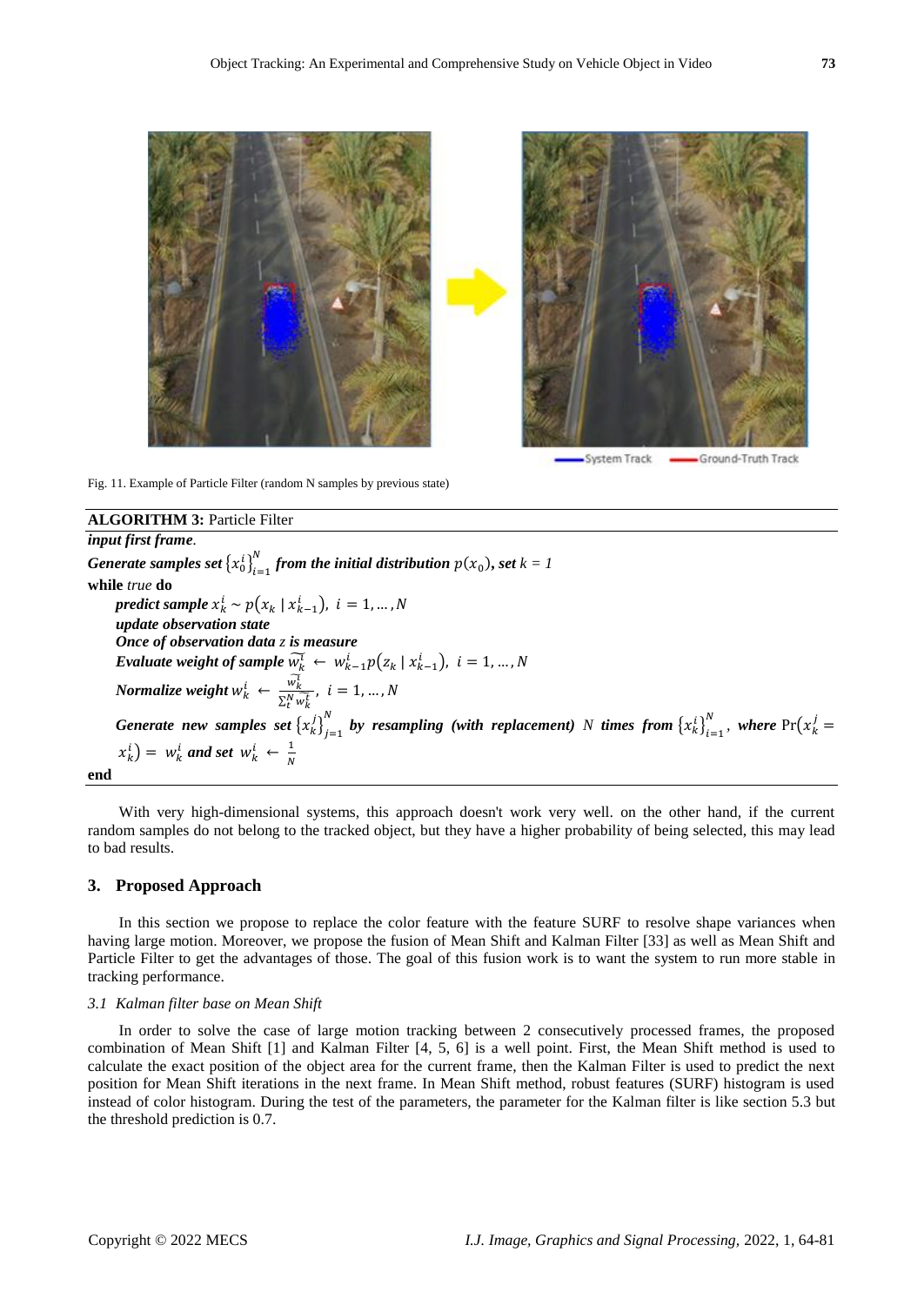Fig. 11. Example of Particle Filter (random N samples by previous state)

**ALGORITHM 3:** Particle Filter

***input first frame***.

***Generate samples set*** $\{x_0^i\}_{i=1}^N$ ***from the initial distribution*** $p(x_0)$***, set*** $k = 1$

**while** *true* **do**

***predict sample*** $x_k^i \sim p(x_k \mid x_{k-1}^i),\ i = 1, \dots, N$

***update observation state***

***Once of observation data*** $z$ ***is measure***

***Evaluate weight of sample*** $\widetilde{w_k^i} \leftarrow w_{k-1}^i p(z_k \mid x_{k-1}^i),\ i = 1, \dots, N$

***Normalize weight*** $w_k^i \leftarrow \frac{\widetilde{w_k^i}}{\sum_t^N \widetilde{w_k^t}},\ i = 1, \dots, N$

***Generate new samples set*** $\{x_k^j\}_{j=1}^N$ ***by resampling (with replacement)*** *N* ***times from*** $\{x_k^i\}_{i=1}^N$, ***where*** $\Pr(x_k^j = x_k^i) = w_k^i$ ***and set*** $w_k^i \leftarrow \frac{1}{N}$

**end**

With very high-dimensional systems, this approach doesn't work very well. on the other hand, if the current random samples do not belong to the tracked object, but they have a higher probability of being selected, this may lead to bad results.

## 3. Proposed Approach

In this section we propose to replace the color feature with the feature SURF to resolve shape variances when having large motion. Moreover, we propose the fusion of Mean Shift and Kalman Filter [33] as well as Mean Shift and Particle Filter to get the advantages of those. The goal of this fusion work is to want the system to run more stable in tracking performance.

### 3.1 Kalman filter base on Mean Shift

In order to solve the case of large motion tracking between 2 consecutively processed frames, the proposed combination of Mean Shift [1] and Kalman Filter [4, 5, 6] is a well point. First, the Mean Shift method is used to calculate the exact position of the object area for the current frame, then the Kalman Filter is used to predict the next position for Mean Shift iterations in the next frame. In Mean Shift method, robust features (SURF) histogram is used instead of color histogram. During the test of the parameters, the parameter for the Kalman filter is like section 5.3 but the threshold prediction is 0.7.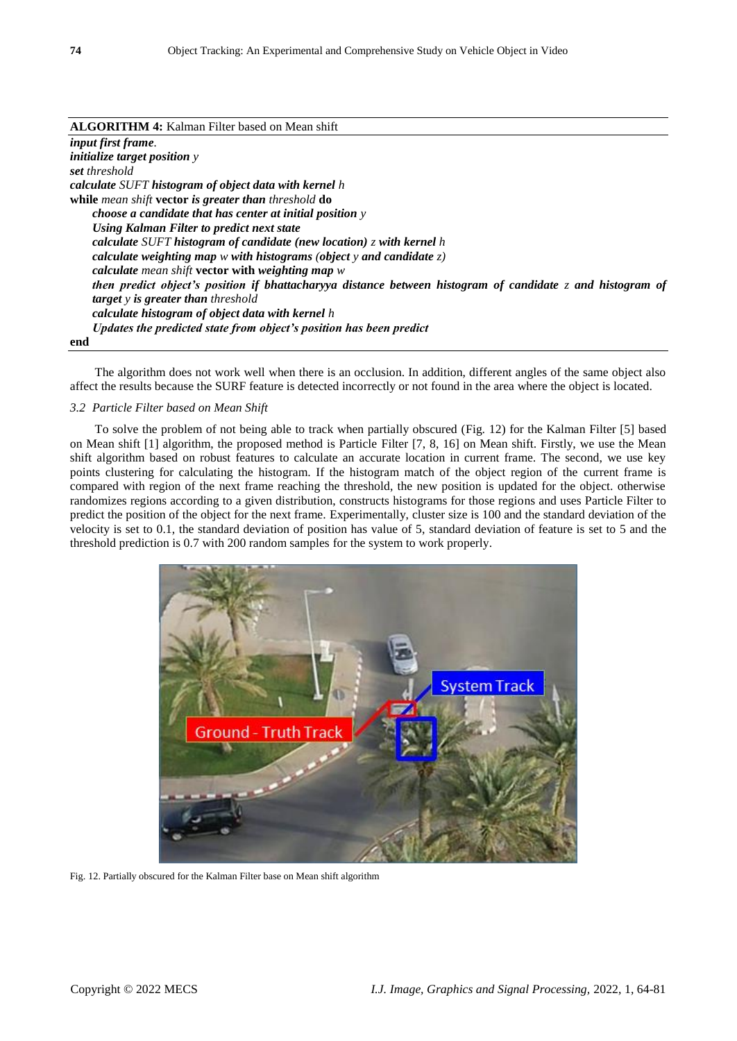**ALGORITHM 4:** Kalman Filter based on Mean shift

***input first frame***.
***initialize target position*** *y*
***set*** *threshold*
***calculate*** *SUFT* ***histogram of object data with kernel*** *h*
**while** *mean shift* **vector** ***is greater than*** *threshold* **do**
&nbsp;&nbsp;&nbsp;&nbsp;***choose a candidate that has center at initial position*** *y*
&nbsp;&nbsp;&nbsp;&nbsp;***Using Kalman Filter to predict next state***
&nbsp;&nbsp;&nbsp;&nbsp;***calculate*** *SUFT* ***histogram of candidate (new location)*** *z* ***with kernel*** *h*
&nbsp;&nbsp;&nbsp;&nbsp;***calculate weighting map*** *w* ***with histograms (object*** *y* ***and candidate*** *z)*
&nbsp;&nbsp;&nbsp;&nbsp;***calculate*** *mean shift* **vector with** ***weighting map*** *w*
&nbsp;&nbsp;&nbsp;&nbsp;***then predict object's position if bhattacharyya distance between histogram of candidate*** *z* ***and histogram of target*** *y* ***is greater than*** *threshold*
&nbsp;&nbsp;&nbsp;&nbsp;***calculate histogram of object data with kernel*** *h*
&nbsp;&nbsp;&nbsp;&nbsp;***Updates the predicted state from object's position has been predict***
**end**

The algorithm does not work well when there is an occlusion. In addition, different angles of the same object also affect the results because the SURF feature is detected incorrectly or not found in the area where the object is located.

### *3.2 Particle Filter based on Mean Shift*

To solve the problem of not being able to track when partially obscured (Fig. 12) for the Kalman Filter [5] based on Mean shift [1] algorithm, the proposed method is Particle Filter [7, 8, 16] on Mean shift. Firstly, we use the Mean shift algorithm based on robust features to calculate an accurate location in current frame. The second, we use key points clustering for calculating the histogram. If the histogram match of the object region of the current frame is compared with region of the next frame reaching the threshold, the new position is updated for the object. otherwise randomizes regions according to a given distribution, constructs histograms for those regions and uses Particle Filter to predict the position of the object for the next frame. Experimentally, cluster size is 100 and the standard deviation of the velocity is set to 0.1, the standard deviation of position has value of 5, standard deviation of feature is set to 5 and the threshold prediction is 0.7 with 200 random samples for the system to work properly.

Fig. 12. Partially obscured for the Kalman Filter base on Mean shift algorithm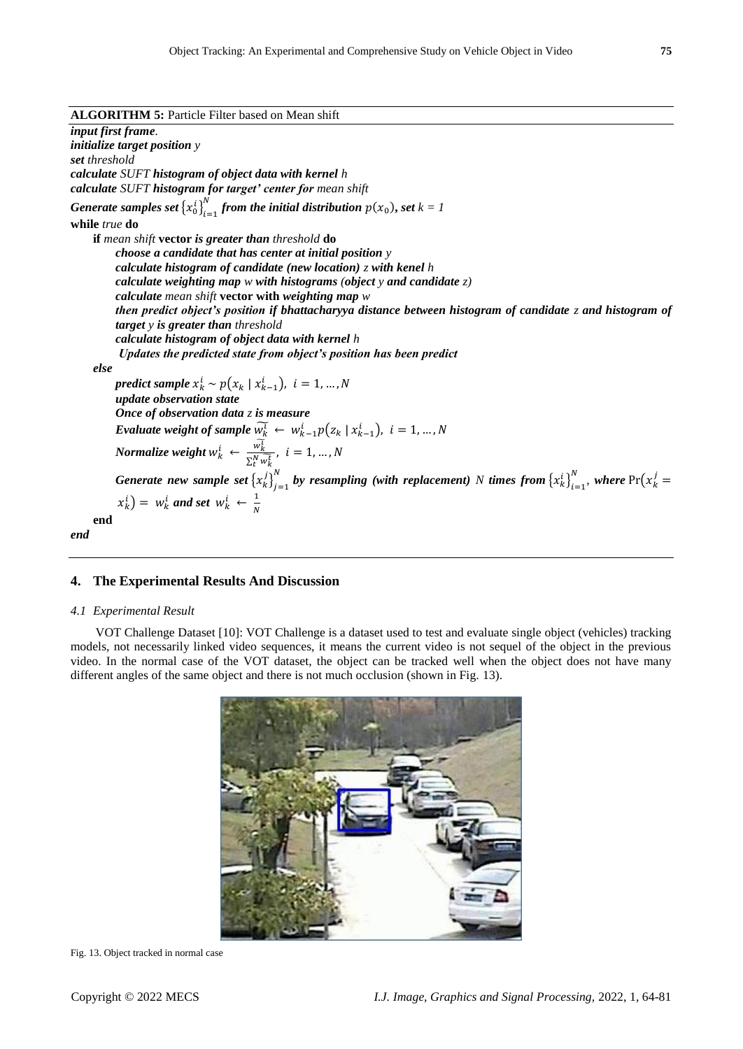**ALGORITHM 5:** Particle Filter based on Mean shift

***input first frame**.*
***initialize target position** y*
***set** threshold*
***calculate** SUFT **histogram of object data with kernel** h*
***calculate** SUFT **histogram for target' center for** mean shift*
***Generate samples set*** $\{x_0^i\}_{i=1}^{N}$ ***from the initial distribution*** $p(x_0)$***, set*** *k = 1*
**while** *true* **do**
  **if** *mean shift* **vector *is greater than*** *threshold* **do**
    ***choose a candidate that has center at initial position** y*
    ***calculate histogram of candidate (new location)** z **with kenel** h*
    ***calculate weighting map** w **with histograms (object** y **and candidate** z)*
    ***calculate** mean shift* **vector with** *weighting map w*
    ***then predict object's position if bhattacharyya distance between histogram of candidate** z **and histogram of target** y **is greater than** threshold*
    ***calculate histogram of object data with kernel** h*
    ***Updates the predicted state from object's position has been predict***
  ***else***
    ***predict sample*** $x_k^i \sim p(x_k \mid x_{k-1}^i),\ i = 1, \ldots, N$
    ***update observation state***
    ***Once of observation data** z **is measure***
    ***Evaluate weight of sample*** $\widetilde{w_k^i} \leftarrow w_{k-1}^i p(z_k \mid x_{k-1}^i),\ i = 1, \ldots, N$
    ***Normalize weight*** $w_k^i \leftarrow \frac{\widetilde{w_k^i}}{\sum_t^N \widetilde{w_k^t}},\ i = 1, \ldots, N$
    ***Generate new sample set*** $\{x_k^j\}_{j=1}^{N}$ ***by resampling (with replacement)*** *N* ***times from*** $\{x_k^i\}_{i=1}^{N}$***, where*** $\Pr(x_k^j = x_k^i) = w_k^i$ ***and set*** $w_k^i \leftarrow \frac{1}{N}$
  **end**
*end*

## 4. The Experimental Results And Discussion

### *4.1 Experimental Result*

VOT Challenge Dataset [10]: VOT Challenge is a dataset used to test and evaluate single object (vehicles) tracking models, not necessarily linked video sequences, it means the current video is not sequel of the object in the previous video. In the normal case of the VOT dataset, the object can be tracked well when the object does not have many different angles of the same object and there is not much occlusion (shown in Fig. 13).

Fig. 13. Object tracked in normal case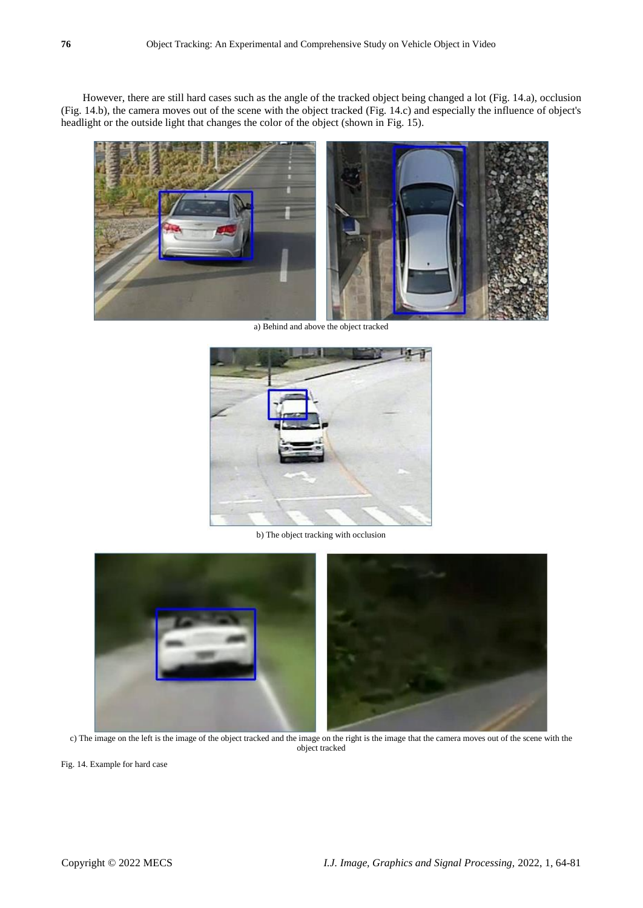However, there are still hard cases such as the angle of the tracked object being changed a lot (Fig. 14.a), occlusion (Fig. 14.b), the camera moves out of the scene with the object tracked (Fig. 14.c) and especially the influence of object's headlight or the outside light that changes the color of the object (shown in Fig. 15).

a) Behind and above the object tracked

b) The object tracking with occlusion

c) The image on the left is the image of the object tracked and the image on the right is the image that the camera moves out of the scene with the object tracked

Fig. 14. Example for hard case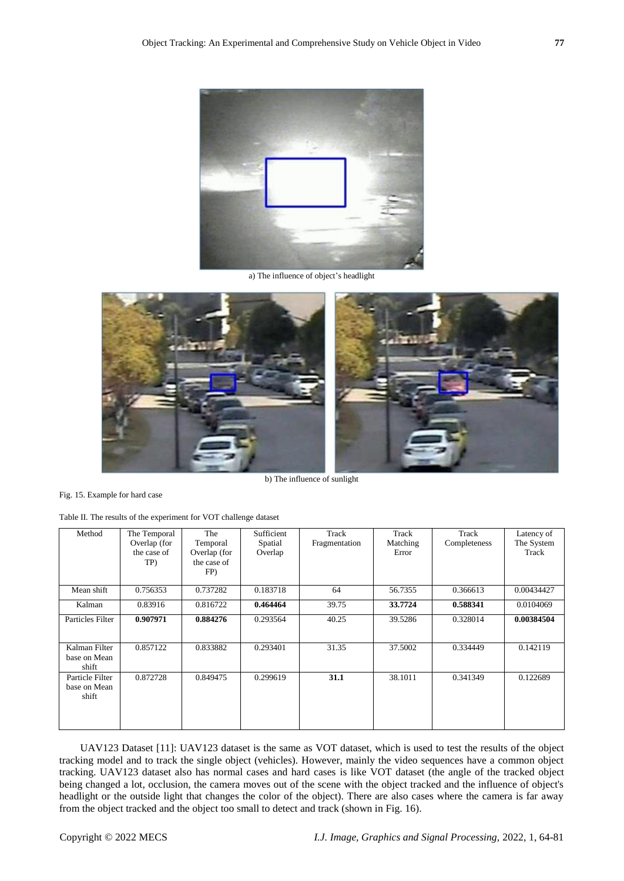a) The influence of object's headlight

b) The influence of sunlight

Fig. 15. Example for hard case

Table II. The results of the experiment for VOT challenge dataset

| Method | The Temporal Overlap (for the case of TP) | The Temporal Overlap (for the case of FP) | Sufficient Spatial Overlap | Track Fragmentation | Track Matching Error | Track Completeness | Latency of The System Track |
|---|---|---|---|---|---|---|---|
| Mean shift | 0.756353 | 0.737282 | 0.183718 | 64 | 56.7355 | 0.366613 | 0.00434427 |
| Kalman | 0.83916 | 0.816722 | **0.464464** | 39.75 | **33.7724** | **0.588341** | 0.0104069 |
| Particles Filter | **0.907971** | **0.884276** | 0.293564 | 40.25 | 39.5286 | 0.328014 | **0.00384504** |
| Kalman Filter base on Mean shift | 0.857122 | 0.833882 | 0.293401 | 31.35 | 37.5002 | 0.334449 | 0.142119 |
| Particle Filter base on Mean shift | 0.872728 | 0.849475 | 0.299619 | **31.1** | 38.1011 | 0.341349 | 0.122689 |

UAV123 Dataset [11]: UAV123 dataset is the same as VOT dataset, which is used to test the results of the object tracking model and to track the single object (vehicles). However, mainly the video sequences have a common object tracking. UAV123 dataset also has normal cases and hard cases is like VOT dataset (the angle of the tracked object being changed a lot, occlusion, the camera moves out of the scene with the object tracked and the influence of object's headlight or the outside light that changes the color of the object). There are also cases where the camera is far away from the object tracked and the object too small to detect and track (shown in Fig. 16).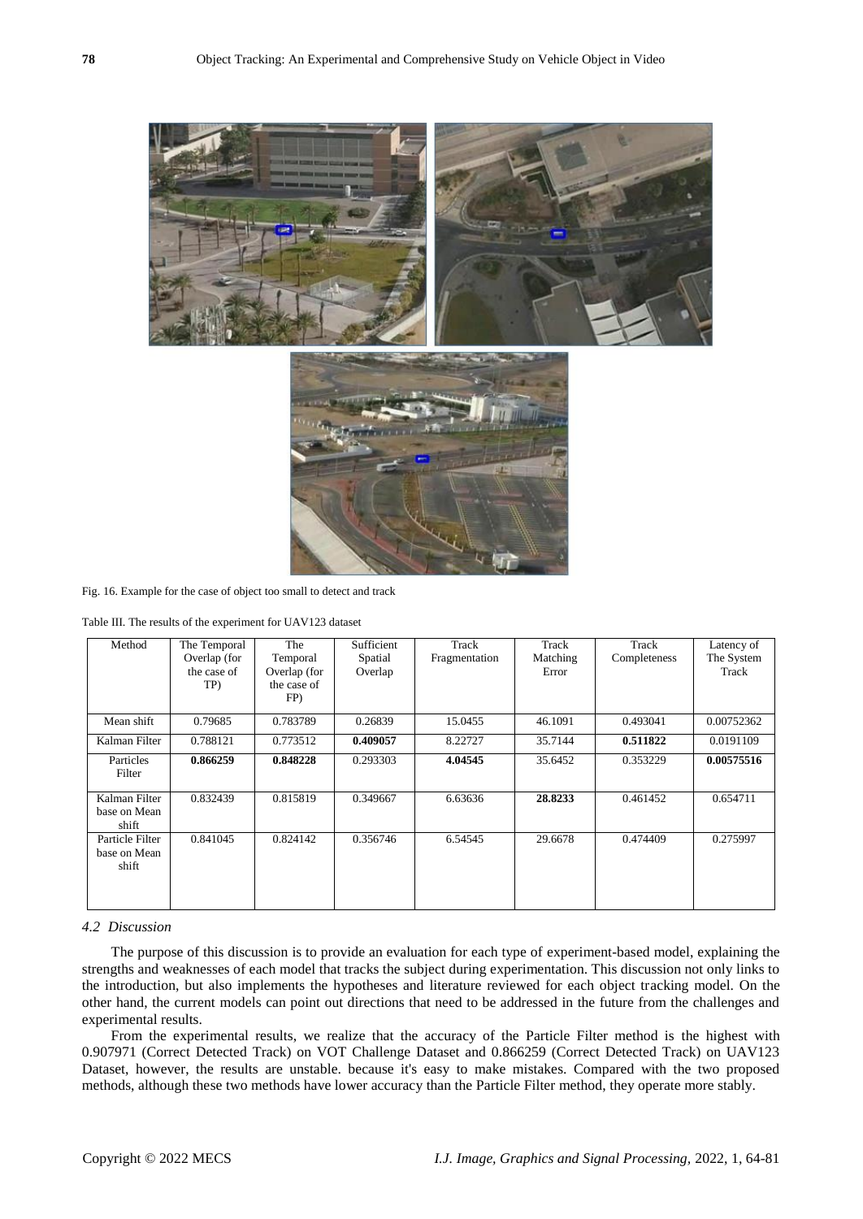Fig. 16. Example for the case of object too small to detect and track

Table III. The results of the experiment for UAV123 dataset

| Method | The Temporal Overlap (for the case of TP) | The Temporal Overlap (for the case of FP) | Sufficient Spatial Overlap | Track Fragmentation | Track Matching Error | Track Completeness | Latency of The System Track |
|---|---|---|---|---|---|---|---|
| Mean shift | 0.79685 | 0.783789 | 0.26839 | 15.0455 | 46.1091 | 0.493041 | 0.00752362 |
| Kalman Filter | 0.788121 | 0.773512 | **0.409057** | 8.22727 | 35.7144 | **0.511822** | 0.0191109 |
| Particles Filter | **0.866259** | **0.848228** | 0.293303 | **4.04545** | 35.6452 | 0.353229 | **0.00575516** |
| Kalman Filter base on Mean shift | 0.832439 | 0.815819 | 0.349667 | 6.63636 | **28.8233** | 0.461452 | 0.654711 |
| Particle Filter base on Mean shift | 0.841045 | 0.824142 | 0.356746 | 6.54545 | 29.6678 | 0.474409 | 0.275997 |

### *4.2 Discussion*

The purpose of this discussion is to provide an evaluation for each type of experiment-based model, explaining the strengths and weaknesses of each model that tracks the subject during experimentation. This discussion not only links to the introduction, but also implements the hypotheses and literature reviewed for each object tracking model. On the other hand, the current models can point out directions that need to be addressed in the future from the challenges and experimental results.

From the experimental results, we realize that the accuracy of the Particle Filter method is the highest with 0.907971 (Correct Detected Track) on VOT Challenge Dataset and 0.866259 (Correct Detected Track) on UAV123 Dataset, however, the results are unstable. because it's easy to make mistakes. Compared with the two proposed methods, although these two methods have lower accuracy than the Particle Filter method, they operate more stably.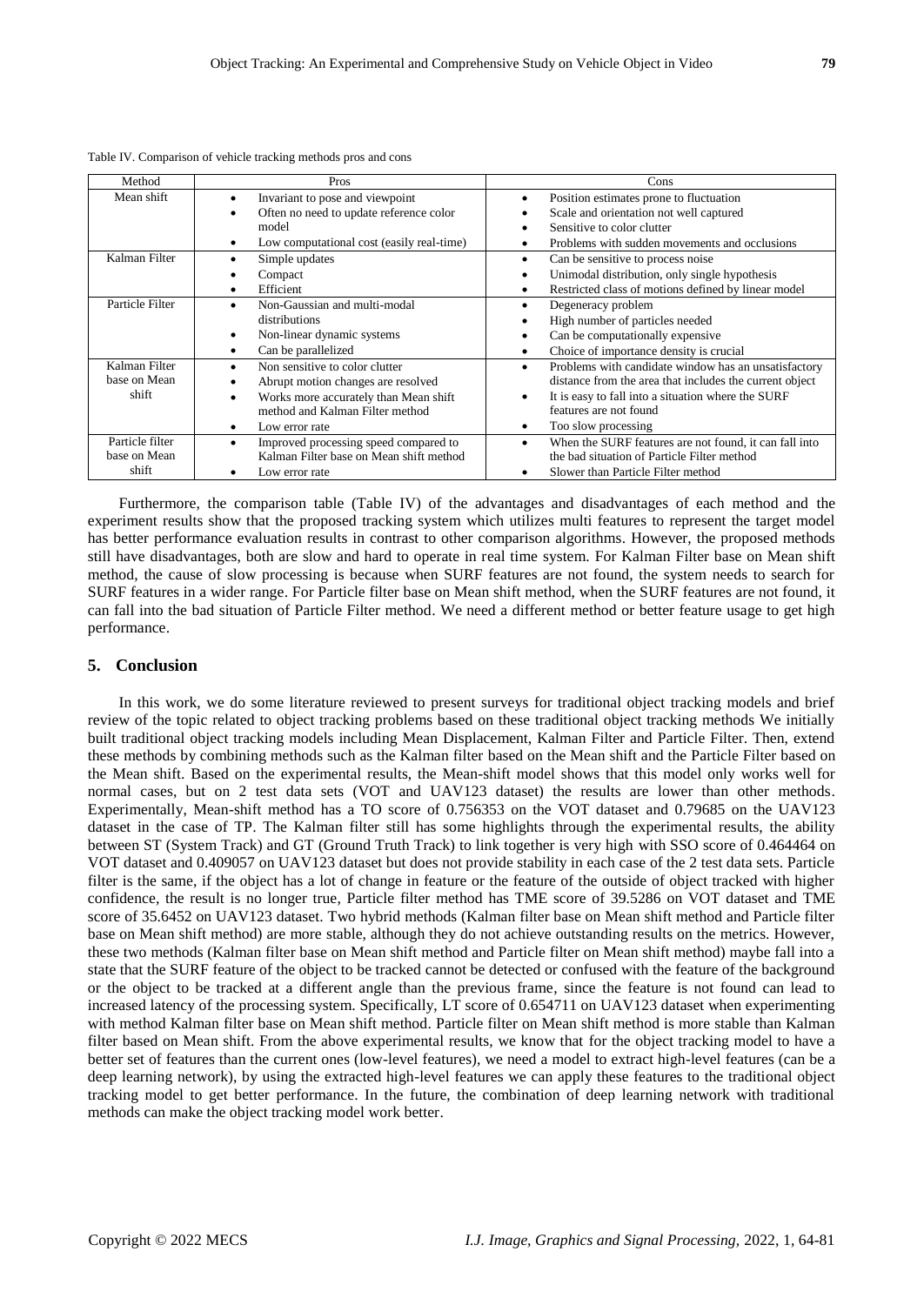Table IV. Comparison of vehicle tracking methods pros and cons

| Method | Pros | Cons |
|---|---|---|
| Mean shift | • Invariant to pose and viewpoint<br>• Often no need to update reference color model<br>• Low computational cost (easily real-time) | • Position estimates prone to fluctuation<br>• Scale and orientation not well captured<br>• Sensitive to color clutter<br>• Problems with sudden movements and occlusions |
| Kalman Filter | • Simple updates<br>• Compact<br>• Efficient | • Can be sensitive to process noise<br>• Unimodal distribution, only single hypothesis<br>• Restricted class of motions defined by linear model |
| Particle Filter | • Non-Gaussian and multi-modal distributions<br>• Non-linear dynamic systems<br>• Can be parallelized | • Degeneracy problem<br>• High number of particles needed<br>• Can be computationally expensive<br>• Choice of importance density is crucial |
| Kalman Filter base on Mean shift | • Non sensitive to color clutter<br>• Abrupt motion changes are resolved<br>• Works more accurately than Mean shift method and Kalman Filter method<br>• Low error rate | • Problems with candidate window has an unsatisfactory distance from the area that includes the current object<br>• It is easy to fall into a situation where the SURF features are not found<br>• Too slow processing |
| Particle filter base on Mean shift | • Improved processing speed compared to Kalman Filter base on Mean shift method<br>• Low error rate | • When the SURF features are not found, it can fall into the bad situation of Particle Filter method<br>• Slower than Particle Filter method |

Furthermore, the comparison table (Table IV) of the advantages and disadvantages of each method and the experiment results show that the proposed tracking system which utilizes multi features to represent the target model has better performance evaluation results in contrast to other comparison algorithms. However, the proposed methods still have disadvantages, both are slow and hard to operate in real time system. For Kalman Filter base on Mean shift method, the cause of slow processing is because when SURF features are not found, the system needs to search for SURF features in a wider range. For Particle filter base on Mean shift method, when the SURF features are not found, it can fall into the bad situation of Particle Filter method. We need a different method or better feature usage to get high performance.

## 5. Conclusion

In this work, we do some literature reviewed to present surveys for traditional object tracking models and brief review of the topic related to object tracking problems based on these traditional object tracking methods We initially built traditional object tracking models including Mean Displacement, Kalman Filter and Particle Filter. Then, extend these methods by combining methods such as the Kalman filter based on the Mean shift and the Particle Filter based on the Mean shift. Based on the experimental results, the Mean-shift model shows that this model only works well for normal cases, but on 2 test data sets (VOT and UAV123 dataset) the results are lower than other methods. Experimentally, Mean-shift method has a TO score of 0.756353 on the VOT dataset and 0.79685 on the UAV123 dataset in the case of TP. The Kalman filter still has some highlights through the experimental results, the ability between ST (System Track) and GT (Ground Truth Track) to link together is very high with SSO score of 0.464464 on VOT dataset and 0.409057 on UAV123 dataset but does not provide stability in each case of the 2 test data sets. Particle filter is the same, if the object has a lot of change in feature or the feature of the outside of object tracked with higher confidence, the result is no longer true, Particle filter method has TME score of 39.5286 on VOT dataset and TME score of 35.6452 on UAV123 dataset. Two hybrid methods (Kalman filter base on Mean shift method and Particle filter base on Mean shift method) are more stable, although they do not achieve outstanding results on the metrics. However, these two methods (Kalman filter base on Mean shift method and Particle filter on Mean shift method) maybe fall into a state that the SURF feature of the object to be tracked cannot be detected or confused with the feature of the background or the object to be tracked at a different angle than the previous frame, since the feature is not found can lead to increased latency of the processing system. Specifically, LT score of 0.654711 on UAV123 dataset when experimenting with method Kalman filter base on Mean shift method. Particle filter on Mean shift method is more stable than Kalman filter based on Mean shift. From the above experimental results, we know that for the object tracking model to have a better set of features than the current ones (low-level features), we need a model to extract high-level features (can be a deep learning network), by using the extracted high-level features we can apply these features to the traditional object tracking model to get better performance. In the future, the combination of deep learning network with traditional methods can make the object tracking model work better.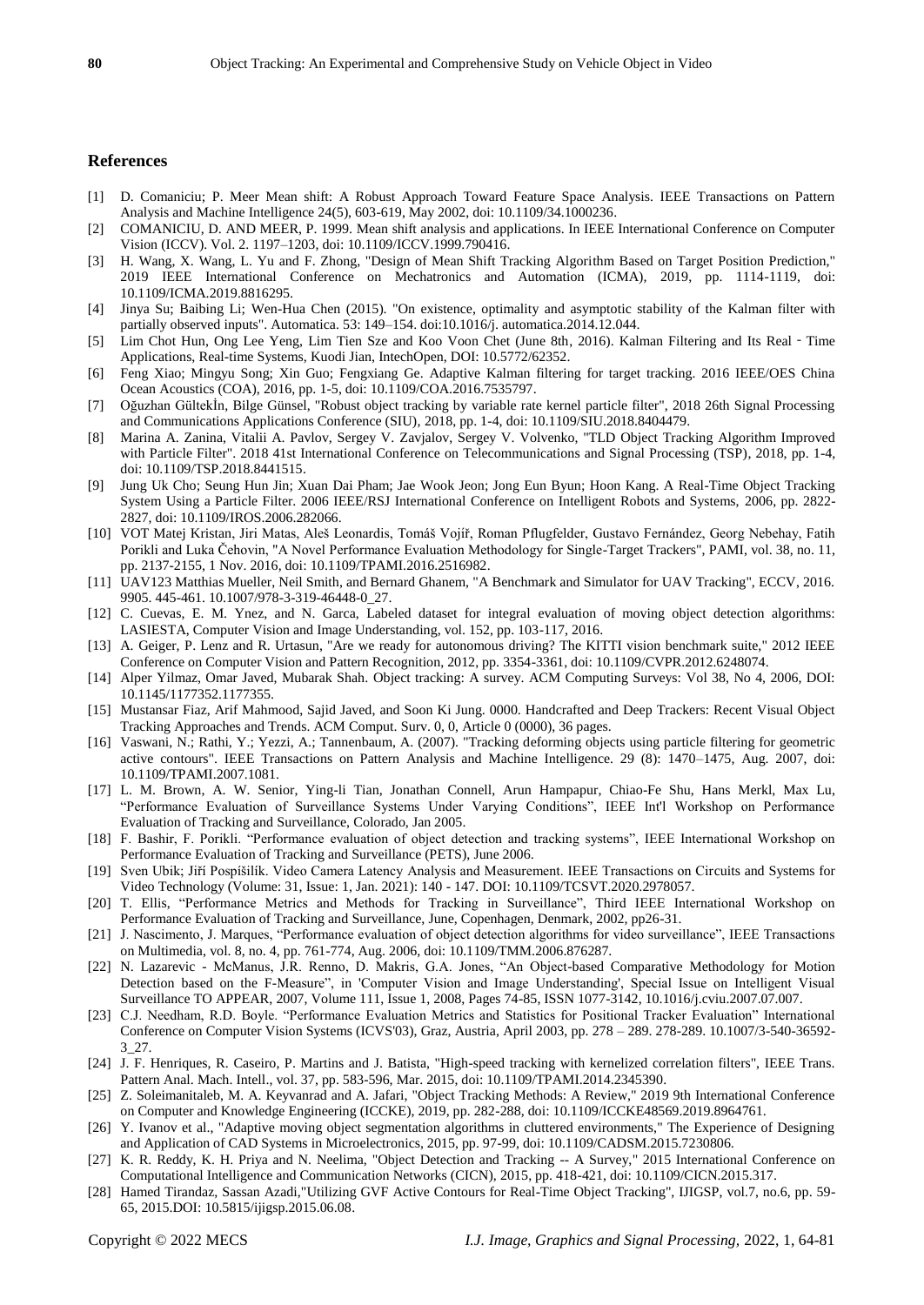## References

[1] D. Comaniciu; P. Meer Mean shift: A Robust Approach Toward Feature Space Analysis. IEEE Transactions on Pattern Analysis and Machine Intelligence 24(5), 603-619, May 2002, doi: 10.1109/34.1000236.

[2] COMANICIU, D. AND MEER, P. 1999. Mean shift analysis and applications. In IEEE International Conference on Computer Vision (ICCV). Vol. 2. 1197–1203, doi: 10.1109/ICCV.1999.790416.

[3] H. Wang, X. Wang, L. Yu and F. Zhong, "Design of Mean Shift Tracking Algorithm Based on Target Position Prediction," 2019 IEEE International Conference on Mechatronics and Automation (ICMA), 2019, pp. 1114-1119, doi: 10.1109/ICMA.2019.8816295.

[4] Jinya Su; Baibing Li; Wen-Hua Chen (2015). "On existence, optimality and asymptotic stability of the Kalman filter with partially observed inputs". Automatica. 53: 149–154. doi:10.1016/j. automatica.2014.12.044.

[5] Lim Chot Hun, Ong Lee Yeng, Lim Tien Sze and Koo Voon Chet (June 8th, 2016). Kalman Filtering and Its Real‐Time Applications, Real-time Systems, Kuodi Jian, IntechOpen, DOI: 10.5772/62352.

[6] Feng Xiao; Mingyu Song; Xin Guo; Fengxiang Ge. Adaptive Kalman filtering for target tracking. 2016 IEEE/OES China Ocean Acoustics (COA), 2016, pp. 1-5, doi: 10.1109/COA.2016.7535797.

[7] Oğuzhan GültekÌn, Bilge Günsel, "Robust object tracking by variable rate kernel particle filter", 2018 26th Signal Processing and Communications Applications Conference (SIU), 2018, pp. 1-4, doi: 10.1109/SIU.2018.8404479.

[8] Marina A. Zanina, Vitalii A. Pavlov, Sergey V. Zavjalov, Sergey V. Volvenko, "TLD Object Tracking Algorithm Improved with Particle Filter". 2018 41st International Conference on Telecommunications and Signal Processing (TSP), 2018, pp. 1-4, doi: 10.1109/TSP.2018.8441515.

[9] Jung Uk Cho; Seung Hun Jin; Xuan Dai Pham; Jae Wook Jeon; Jong Eun Byun; Hoon Kang. A Real-Time Object Tracking System Using a Particle Filter. 2006 IEEE/RSJ International Conference on Intelligent Robots and Systems, 2006, pp. 2822-2827, doi: 10.1109/IROS.2006.282066.

[10] VOT Matej Kristan, Jiri Matas, Aleš Leonardis, Tomáš Vojíř, Roman Pflugfelder, Gustavo Fernández, Georg Nebehay, Fatih Porikli and Luka Čehovin, "A Novel Performance Evaluation Methodology for Single-Target Trackers", PAMI, vol. 38, no. 11, pp. 2137-2155, 1 Nov. 2016, doi: 10.1109/TPAMI.2016.2516982.

[11] UAV123 Matthias Mueller, Neil Smith, and Bernard Ghanem, "A Benchmark and Simulator for UAV Tracking", ECCV, 2016. 9905. 445-461. 10.1007/978-3-319-46448-0_27.

[12] C. Cuevas, E. M. Ynez, and N. Garca, Labeled dataset for integral evaluation of moving object detection algorithms: LASIESTA, Computer Vision and Image Understanding, vol. 152, pp. 103-117, 2016.

[13] A. Geiger, P. Lenz and R. Urtasun, "Are we ready for autonomous driving? The KITTI vision benchmark suite," 2012 IEEE Conference on Computer Vision and Pattern Recognition, 2012, pp. 3354-3361, doi: 10.1109/CVPR.2012.6248074.

[14] Alper Yilmaz, Omar Javed, Mubarak Shah. Object tracking: A survey. ACM Computing Surveys: Vol 38, No 4, 2006, DOI: 10.1145/1177352.1177355.

[15] Mustansar Fiaz, Arif Mahmood, Sajid Javed, and Soon Ki Jung. 0000. Handcrafted and Deep Trackers: Recent Visual Object Tracking Approaches and Trends. ACM Comput. Surv. 0, 0, Article 0 (0000), 36 pages.

[16] Vaswani, N.; Rathi, Y.; Yezzi, A.; Tannenbaum, A. (2007). "Tracking deforming objects using particle filtering for geometric active contours". IEEE Transactions on Pattern Analysis and Machine Intelligence. 29 (8): 1470–1475, Aug. 2007, doi: 10.1109/TPAMI.2007.1081.

[17] L. M. Brown, A. W. Senior, Ying-li Tian, Jonathan Connell, Arun Hampapur, Chiao-Fe Shu, Hans Merkl, Max Lu, "Performance Evaluation of Surveillance Systems Under Varying Conditions", IEEE Int'l Workshop on Performance Evaluation of Tracking and Surveillance, Colorado, Jan 2005.

[18] F. Bashir, F. Porikli. "Performance evaluation of object detection and tracking systems", IEEE International Workshop on Performance Evaluation of Tracking and Surveillance (PETS), June 2006.

[19] Sven Ubik; Jiří Pospíšilik. Video Camera Latency Analysis and Measurement. IEEE Transactions on Circuits and Systems for Video Technology (Volume: 31, Issue: 1, Jan. 2021): 140 - 147. DOI: 10.1109/TCSVT.2020.2978057.

[20] T. Ellis, "Performance Metrics and Methods for Tracking in Surveillance", Third IEEE International Workshop on Performance Evaluation of Tracking and Surveillance, June, Copenhagen, Denmark, 2002, pp26-31.

[21] J. Nascimento, J. Marques, "Performance evaluation of object detection algorithms for video surveillance", IEEE Transactions on Multimedia, vol. 8, no. 4, pp. 761-774, Aug. 2006, doi: 10.1109/TMM.2006.876287.

[22] N. Lazarevic - McManus, J.R. Renno, D. Makris, G.A. Jones, "An Object-based Comparative Methodology for Motion Detection based on the F-Measure", in 'Computer Vision and Image Understanding', Special Issue on Intelligent Visual Surveillance TO APPEAR, 2007, Volume 111, Issue 1, 2008, Pages 74-85, ISSN 1077-3142, 10.1016/j.cviu.2007.07.007.

[23] C.J. Needham, R.D. Boyle. "Performance Evaluation Metrics and Statistics for Positional Tracker Evaluation" International Conference on Computer Vision Systems (ICVS'03), Graz, Austria, April 2003, pp. 278 – 289. 278-289. 10.1007/3-540-36592-3_27.

[24] J. F. Henriques, R. Caseiro, P. Martins and J. Batista, "High-speed tracking with kernelized correlation filters", IEEE Trans. Pattern Anal. Mach. Intell., vol. 37, pp. 583-596, Mar. 2015, doi: 10.1109/TPAMI.2014.2345390.

[25] Z. Soleimanitaleb, M. A. Keyvanrad and A. Jafari, "Object Tracking Methods: A Review," 2019 9th International Conference on Computer and Knowledge Engineering (ICCKE), 2019, pp. 282-288, doi: 10.1109/ICCKE48569.2019.8964761.

[26] Y. Ivanov et al., "Adaptive moving object segmentation algorithms in cluttered environments," The Experience of Designing and Application of CAD Systems in Microelectronics, 2015, pp. 97-99, doi: 10.1109/CADSM.2015.7230806.

[27] K. R. Reddy, K. H. Priya and N. Neelima, "Object Detection and Tracking -- A Survey," 2015 International Conference on Computational Intelligence and Communication Networks (CICN), 2015, pp. 418-421, doi: 10.1109/CICN.2015.317.

[28] Hamed Tirandaz, Sassan Azadi,"Utilizing GVF Active Contours for Real-Time Object Tracking", IJIGSP, vol.7, no.6, pp. 59-65, 2015.DOI: 10.5815/ijigsp.2015.06.08.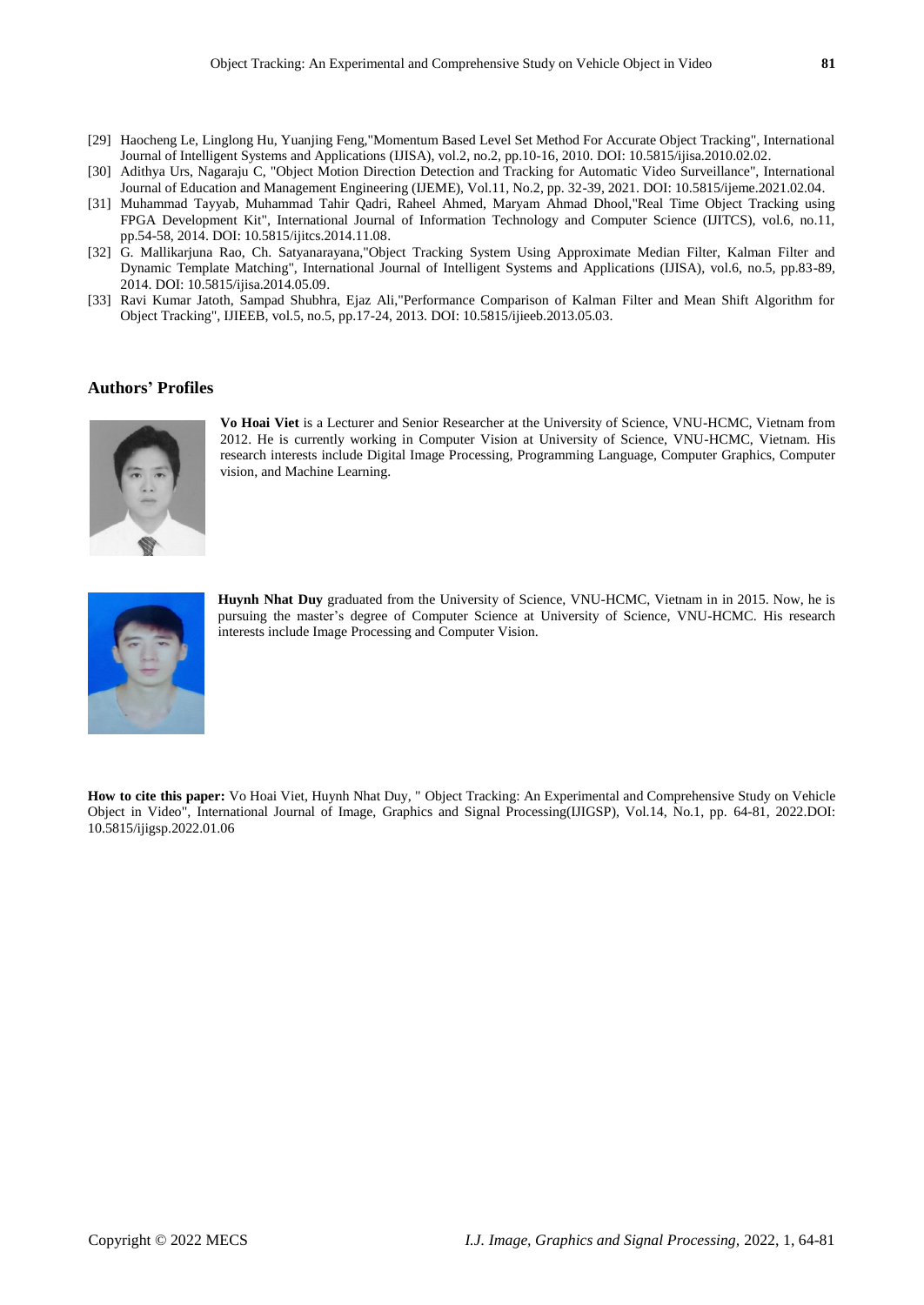[29] Haocheng Le, Linglong Hu, Yuanjing Feng,"Momentum Based Level Set Method For Accurate Object Tracking", International Journal of Intelligent Systems and Applications (IJISA), vol.2, no.2, pp.10-16, 2010. DOI: 10.5815/ijisa.2010.02.02.

[30] Adithya Urs, Nagaraju C, "Object Motion Direction Detection and Tracking for Automatic Video Surveillance", International Journal of Education and Management Engineering (IJEME), Vol.11, No.2, pp. 32-39, 2021. DOI: 10.5815/ijeme.2021.02.04.

[31] Muhammad Tayyab, Muhammad Tahir Qadri, Raheel Ahmed, Maryam Ahmad Dhool,"Real Time Object Tracking using FPGA Development Kit", International Journal of Information Technology and Computer Science (IJITCS), vol.6, no.11, pp.54-58, 2014. DOI: 10.5815/ijitcs.2014.11.08.

[32] G. Mallikarjuna Rao, Ch. Satyanarayana,"Object Tracking System Using Approximate Median Filter, Kalman Filter and Dynamic Template Matching", International Journal of Intelligent Systems and Applications (IJISA), vol.6, no.5, pp.83-89, 2014. DOI: 10.5815/ijisa.2014.05.09.

[33] Ravi Kumar Jatoth, Sampad Shubhra, Ejaz Ali,"Performance Comparison of Kalman Filter and Mean Shift Algorithm for Object Tracking", IJIEEB, vol.5, no.5, pp.17-24, 2013. DOI: 10.5815/ijieeb.2013.05.03.

## Authors' Profiles

**Vo Hoai Viet** is a Lecturer and Senior Researcher at the University of Science, VNU-HCMC, Vietnam from 2012. He is currently working in Computer Vision at University of Science, VNU-HCMC, Vietnam. His research interests include Digital Image Processing, Programming Language, Computer Graphics, Computer vision, and Machine Learning.

**Huynh Nhat Duy** graduated from the University of Science, VNU-HCMC, Vietnam in in 2015. Now, he is pursuing the master's degree of Computer Science at University of Science, VNU-HCMC. His research interests include Image Processing and Computer Vision.

**How to cite this paper:** Vo Hoai Viet, Huynh Nhat Duy, " Object Tracking: An Experimental and Comprehensive Study on Vehicle Object in Video", International Journal of Image, Graphics and Signal Processing(IJIGSP), Vol.14, No.1, pp. 64-81, 2022.DOI: 10.5815/ijigsp.2022.01.06